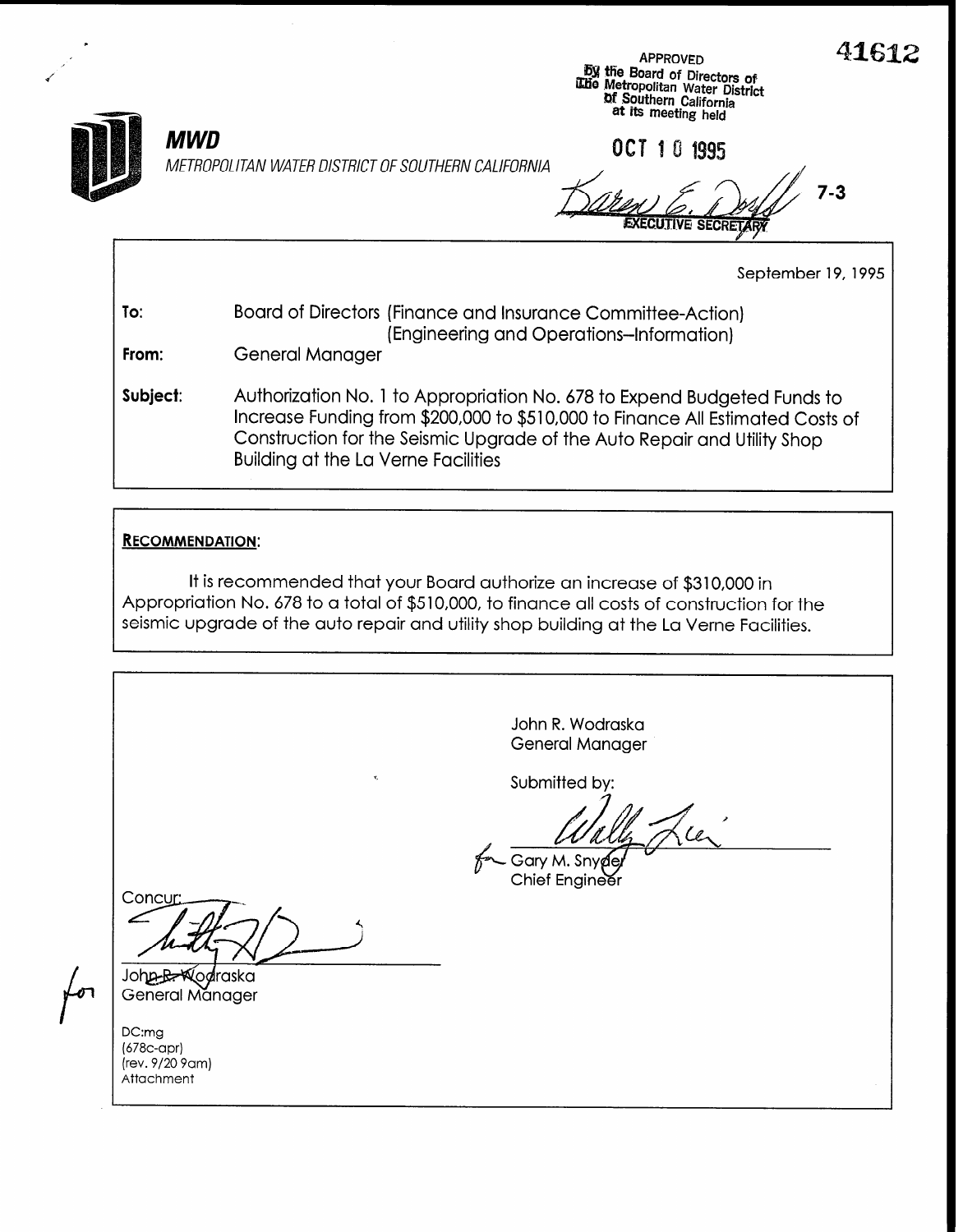41612

**MWD**

METROPOLITAN WATER DISTRICT OF SOUTHERN CALIFORNIA

APPROVED
By the Board of Directors of
The Metropolitan Water District
of Southern California
at its meeting held

OCT 10 1995

EXECUTIVE SECRETARY

7-3

September 19, 1995

**To:** Board of Directors (Finance and Insurance Committee-Action)
(Engineering and Operations--Information)

**From:** General Manager

**Subject:** Authorization No. 1 to Appropriation No. 678 to Expend Budgeted Funds to Increase Funding from $200,000 to $510,000 to Finance All Estimated Costs of Construction for the Seismic Upgrade of the Auto Repair and Utility Shop Building at the La Verne Facilities

**RECOMMENDATION:**

It is recommended that your Board authorize an increase of $310,000 in Appropriation No. 678 to a total of $510,000, to finance all costs of construction for the seismic upgrade of the auto repair and utility shop building at the La Verne Facilities.

John R. Wodraska
General Manager

Submitted by:

for Gary M. Snyder
Chief Engineer

Concur:

for John R. Wodraska
General Manager

DC:mg
(678c-apr)
(rev. 9/20 9am)
Attachment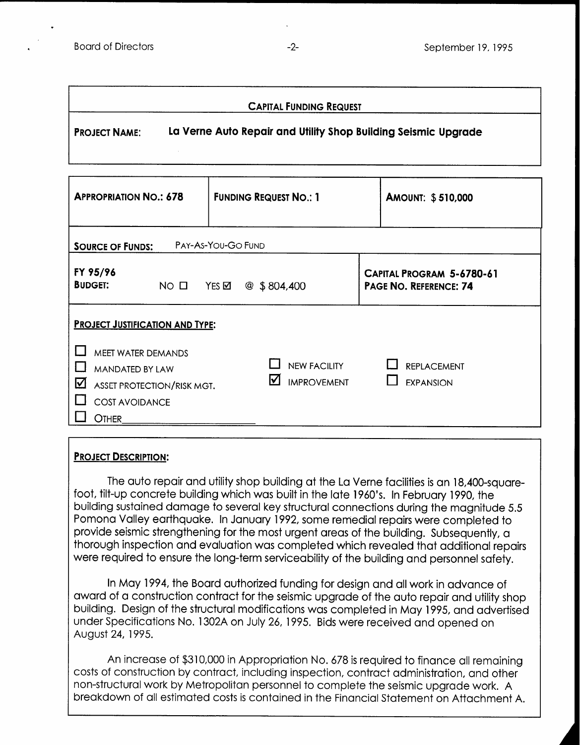## CAPITAL FUNDING REQUEST

**PROJECT NAME:** **La Verne Auto Repair and Utility Shop Building Seismic Upgrade**

| **APPROPRIATION NO.: 678** | **FUNDING REQUEST NO.: 1** | **AMOUNT: $ 510,000** |
|---|---|---|
| **SOURCE OF FUNDS:** PAY-AS-YOU-GO FUND | | |
| **FY 95/96 BUDGET:** NO ☐ YES ☑ @ $ 804,400 | | **CAPITAL PROGRAM 5-6780-61 PAGE NO. REFERENCE: 74** |

**PROJECT JUSTIFICATION AND TYPE:**

- ☐ MEET WATER DEMANDS
- ☐ MANDATED BY LAW
- ☑ ASSET PROTECTION/RISK MGT.
- ☐ COST AVOIDANCE
- ☐ OTHER________________________

- ☐ NEW FACILITY
- ☑ IMPROVEMENT

- ☐ REPLACEMENT
- ☐ EXPANSION

**PROJECT DESCRIPTION:**

The auto repair and utility shop building at the La Verne facilities is an 18,400-square-foot, tilt-up concrete building which was built in the late 1960's. In February 1990, the building sustained damage to several key structural connections during the magnitude 5.5 Pomona Valley earthquake. In January 1992, some remedial repairs were completed to provide seismic strengthening for the most urgent areas of the building. Subsequently, a thorough inspection and evaluation was completed which revealed that additional repairs were required to ensure the long-term serviceability of the building and personnel safety.

In May 1994, the Board authorized funding for design and all work in advance of award of a construction contract for the seismic upgrade of the auto repair and utility shop building. Design of the structural modifications was completed in May 1995, and advertised under Specifications No. 1302A on July 26, 1995. Bids were received and opened on August 24, 1995.

An increase of $310,000 in Appropriation No. 678 is required to finance all remaining costs of construction by contract, including inspection, contract administration, and other non-structural work by Metropolitan personnel to complete the seismic upgrade work. A breakdown of all estimated costs is contained in the Financial Statement on Attachment A.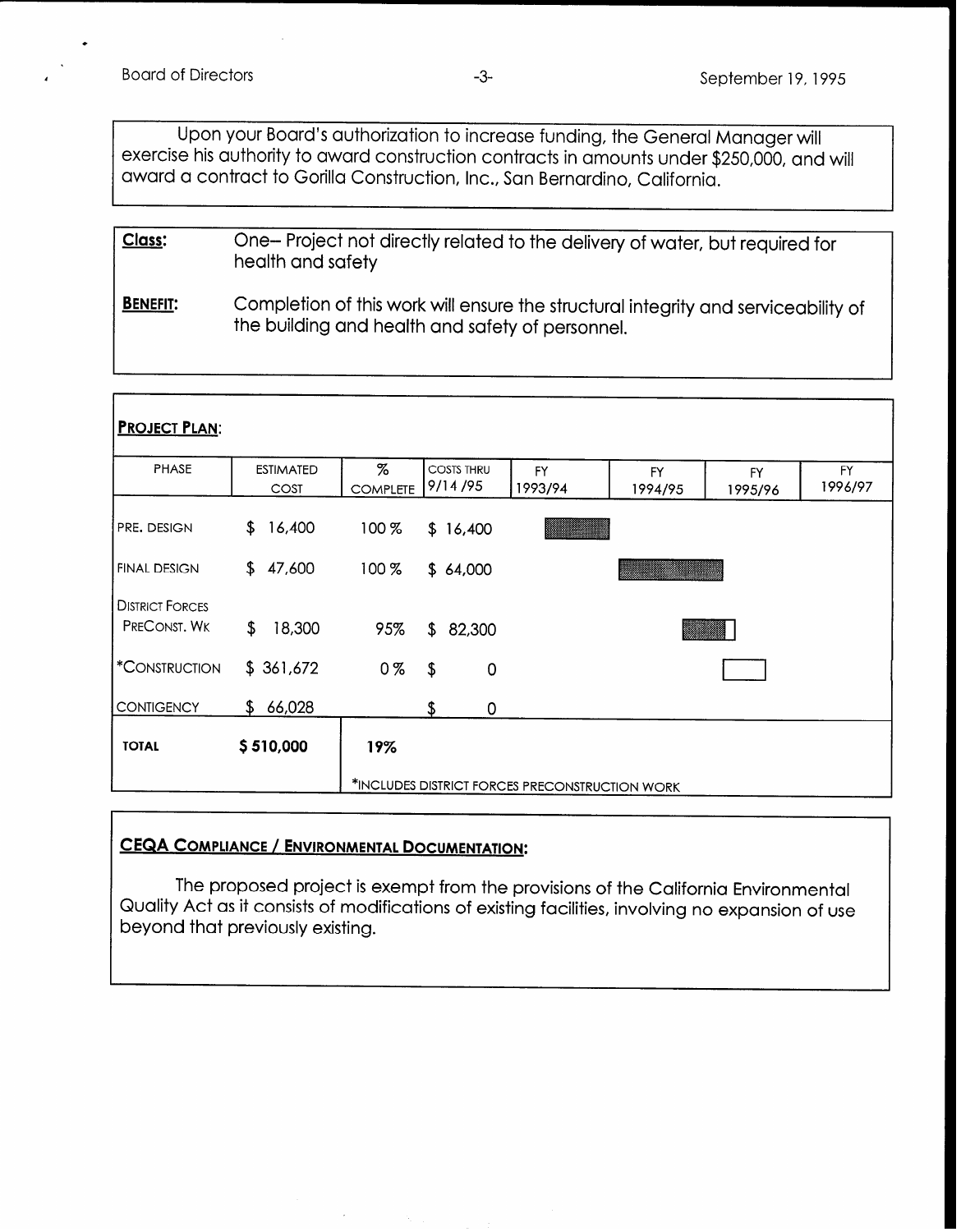Upon your Board's authorization to increase funding, the General Manager will exercise his authority to award construction contracts in amounts under $250,000, and will award a contract to Gorilla Construction, Inc., San Bernardino, California.

**Class:** One– Project not directly related to the delivery of water, but required for health and safety

**BENEFIT:** Completion of this work will ensure the structural integrity and serviceability of the building and health and safety of personnel.

**PROJECT PLAN:**

| PHASE | ESTIMATED COST | % COMPLETE | COSTS THRU 9/14/95 | FY 1993/94 | FY 1994/95 | FY 1995/96 | FY 1996/97 |
|---|---|---|---|---|---|---|---|
| PRE. DESIGN | $ 16,400 | 100 % | $ 16,400 | | | | |
| FINAL DESIGN | $ 47,600 | 100 % | $ 64,000 | | | | |
| DISTRICT FORCES PRECONST. WK | $ 18,300 | 95% | $ 82,300 | | | | |
| *CONSTRUCTION | $ 361,672 | 0 % | $ 0 | | | | |
| CONTIGENCY | $ 66,028 | | $ 0 | | | | |
| **TOTAL** | **$ 510,000** | **19%** | | | | | |

*INCLUDES DISTRICT FORCES PRECONSTRUCTION WORK

**CEQA COMPLIANCE / ENVIRONMENTAL DOCUMENTATION:**

The proposed project is exempt from the provisions of the California Environmental Quality Act as it consists of modifications of existing facilities, involving no expansion of use beyond that previously existing.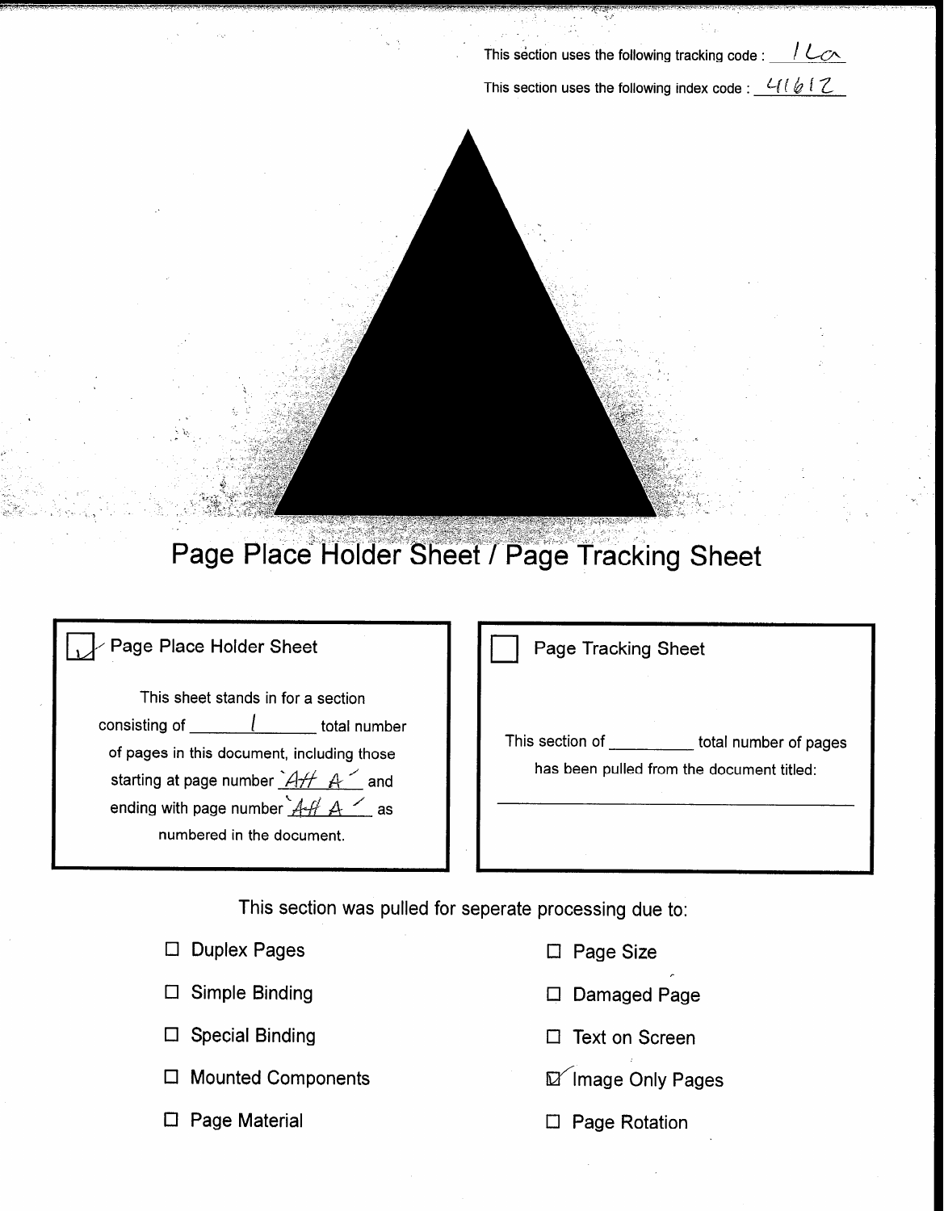This section uses the following tracking code : 1La

This section uses the following index code : 41612

# Page Place Holder Sheet / Page Tracking Sheet

☑ Page Place Holder Sheet

This sheet stands in for a section consisting of 1 total number of pages in this document, including those starting at page number Att A and ending with page number Att A as numbered in the document.

☐ Page Tracking Sheet

This section of ______ total number of pages has been pulled from the document titled:

______________________________

This section was pulled for seperate processing due to:

- ☐ Duplex Pages
- ☐ Simple Binding
- ☐ Special Binding
- ☐ Mounted Components
- ☐ Page Material
- ☐ Page Size
- ☐ Damaged Page
- ☐ Text on Screen
- ☑ Image Only Pages
- ☐ Page Rotation